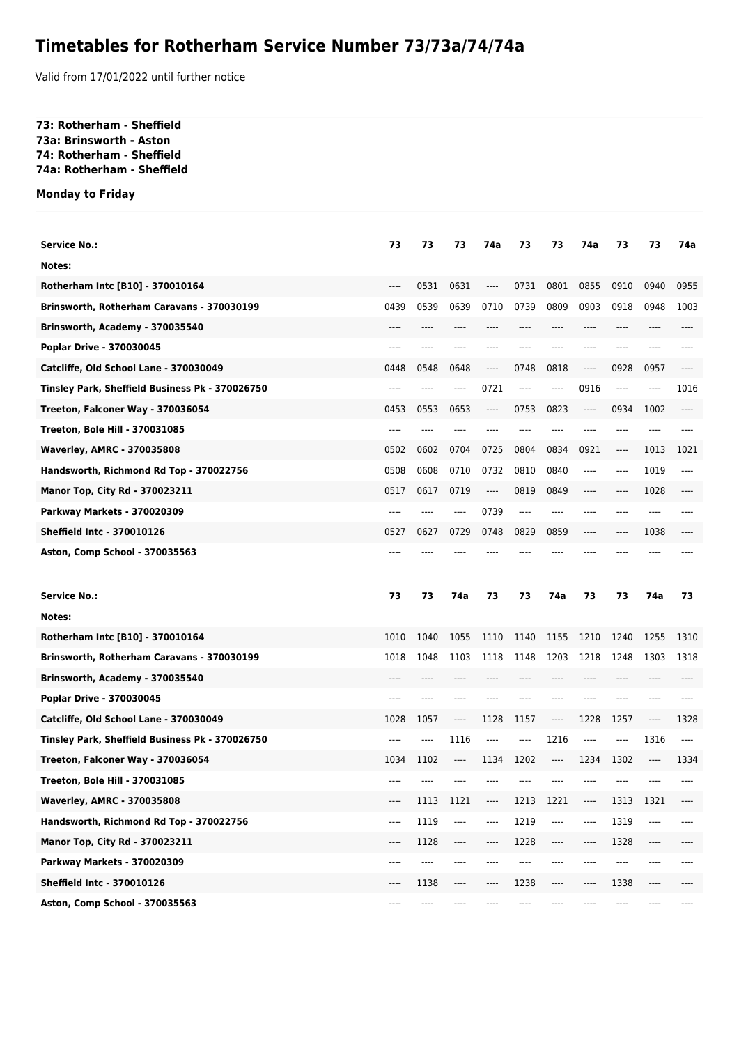# Timetables for Rotherham Service Number 73/73a/74/74a

Valid from 17/01/2022 until further notice

**73: Rotherham - Sheffield**
**73a: Brinsworth - Aston**
**74: Rotherham - Sheffield**
**74a: Rotherham - Sheffield**

**Monday to Friday**

| Service No.: | 73 | 73 | 73 | 74a | 73 | 73 | 74a | 73 | 73 | 74a |
|---|---|---|---|---|---|---|---|---|---|---|
| Notes: | | | | | | | | | | |
| Rotherham Intc [B10] - 370010164 | ---- | 0531 | 0631 | ---- | 0731 | 0801 | 0855 | 0910 | 0940 | 0955 |
| Brinsworth, Rotherham Caravans - 370030199 | 0439 | 0539 | 0639 | 0710 | 0739 | 0809 | 0903 | 0918 | 0948 | 1003 |
| Brinsworth, Academy - 370035540 | ---- | ---- | ---- | ---- | ---- | ---- | ---- | ---- | ---- | ---- |
| Poplar Drive - 370030045 | ---- | ---- | ---- | ---- | ---- | ---- | ---- | ---- | ---- | ---- |
| Catcliffe, Old School Lane - 370030049 | 0448 | 0548 | 0648 | ---- | 0748 | 0818 | ---- | 0928 | 0957 | ---- |
| Tinsley Park, Sheffield Business Pk - 370026750 | ---- | ---- | ---- | 0721 | ---- | ---- | 0916 | ---- | ---- | 1016 |
| Treeton, Falconer Way - 370036054 | 0453 | 0553 | 0653 | ---- | 0753 | 0823 | ---- | 0934 | 1002 | ---- |
| Treeton, Bole Hill - 370031085 | ---- | ---- | ---- | ---- | ---- | ---- | ---- | ---- | ---- | ---- |
| Waverley, AMRC - 370035808 | 0502 | 0602 | 0704 | 0725 | 0804 | 0834 | 0921 | ---- | 1013 | 1021 |
| Handsworth, Richmond Rd Top - 370022756 | 0508 | 0608 | 0710 | 0732 | 0810 | 0840 | ---- | ---- | 1019 | ---- |
| Manor Top, City Rd - 370023211 | 0517 | 0617 | 0719 | ---- | 0819 | 0849 | ---- | ---- | 1028 | ---- |
| Parkway Markets - 370020309 | ---- | ---- | ---- | 0739 | ---- | ---- | ---- | ---- | ---- | ---- |
| Sheffield Intc - 370010126 | 0527 | 0627 | 0729 | 0748 | 0829 | 0859 | ---- | ---- | 1038 | ---- |
| Aston, Comp School - 370035563 | ---- | ---- | ---- | ---- | ---- | ---- | ---- | ---- | ---- | ---- |

| Service No.: | 73 | 73 | 74a | 73 | 73 | 74a | 73 | 73 | 74a | 73 |
|---|---|---|---|---|---|---|---|---|---|---|
| Notes: | | | | | | | | | | |
| Rotherham Intc [B10] - 370010164 | 1010 | 1040 | 1055 | 1110 | 1140 | 1155 | 1210 | 1240 | 1255 | 1310 |
| Brinsworth, Rotherham Caravans - 370030199 | 1018 | 1048 | 1103 | 1118 | 1148 | 1203 | 1218 | 1248 | 1303 | 1318 |
| Brinsworth, Academy - 370035540 | ---- | ---- | ---- | ---- | ---- | ---- | ---- | ---- | ---- | ---- |
| Poplar Drive - 370030045 | ---- | ---- | ---- | ---- | ---- | ---- | ---- | ---- | ---- | ---- |
| Catcliffe, Old School Lane - 370030049 | 1028 | 1057 | ---- | 1128 | 1157 | ---- | 1228 | 1257 | ---- | 1328 |
| Tinsley Park, Sheffield Business Pk - 370026750 | ---- | ---- | 1116 | ---- | ---- | 1216 | ---- | ---- | 1316 | ---- |
| Treeton, Falconer Way - 370036054 | 1034 | 1102 | ---- | 1134 | 1202 | ---- | 1234 | 1302 | ---- | 1334 |
| Treeton, Bole Hill - 370031085 | ---- | ---- | ---- | ---- | ---- | ---- | ---- | ---- | ---- | ---- |
| Waverley, AMRC - 370035808 | ---- | 1113 | 1121 | ---- | 1213 | 1221 | ---- | 1313 | 1321 | ---- |
| Handsworth, Richmond Rd Top - 370022756 | ---- | 1119 | ---- | ---- | 1219 | ---- | ---- | 1319 | ---- | ---- |
| Manor Top, City Rd - 370023211 | ---- | 1128 | ---- | ---- | 1228 | ---- | ---- | 1328 | ---- | ---- |
| Parkway Markets - 370020309 | ---- | ---- | ---- | ---- | ---- | ---- | ---- | ---- | ---- | ---- |
| Sheffield Intc - 370010126 | ---- | 1138 | ---- | ---- | 1238 | ---- | ---- | 1338 | ---- | ---- |
| Aston, Comp School - 370035563 | ---- | ---- | ---- | ---- | ---- | ---- | ---- | ---- | ---- | ---- |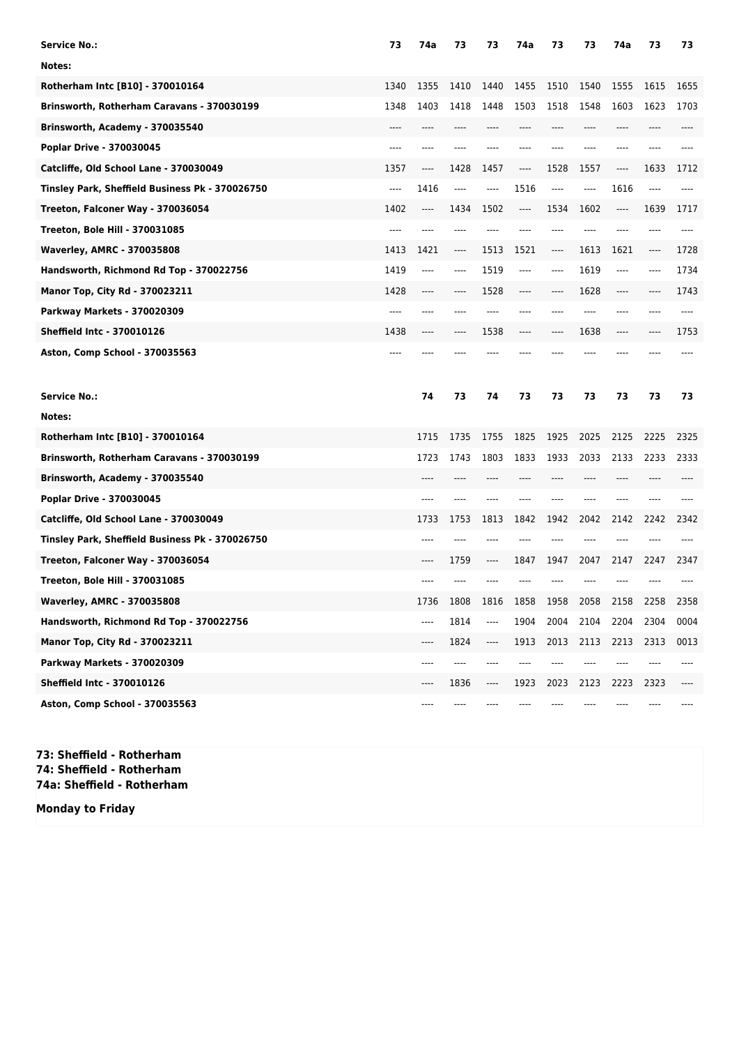| Service No.: | 73 | 74a | 73 | 73 | 74a | 73 | 73 | 74a | 73 | 73 |
|---|---|---|---|---|---|---|---|---|---|---|
| Notes: | | | | | | | | | | |
| Rotherham Intc [B10] - 370010164 | 1340 | 1355 | 1410 | 1440 | 1455 | 1510 | 1540 | 1555 | 1615 | 1655 |
| Brinsworth, Rotherham Caravans - 370030199 | 1348 | 1403 | 1418 | 1448 | 1503 | 1518 | 1548 | 1603 | 1623 | 1703 |
| Brinsworth, Academy - 370035540 | ---- | ---- | ---- | ---- | ---- | ---- | ---- | ---- | ---- | ---- |
| Poplar Drive - 370030045 | ---- | ---- | ---- | ---- | ---- | ---- | ---- | ---- | ---- | ---- |
| Catcliffe, Old School Lane - 370030049 | 1357 | ---- | 1428 | 1457 | ---- | 1528 | 1557 | ---- | 1633 | 1712 |
| Tinsley Park, Sheffield Business Pk - 370026750 | ---- | 1416 | ---- | ---- | 1516 | ---- | ---- | 1616 | ---- | ---- |
| Treeton, Falconer Way - 370036054 | 1402 | ---- | 1434 | 1502 | ---- | 1534 | 1602 | ---- | 1639 | 1717 |
| Treeton, Bole Hill - 370031085 | ---- | ---- | ---- | ---- | ---- | ---- | ---- | ---- | ---- | ---- |
| Waverley, AMRC - 370035808 | 1413 | 1421 | ---- | 1513 | 1521 | ---- | 1613 | 1621 | ---- | 1728 |
| Handsworth, Richmond Rd Top - 370022756 | 1419 | ---- | ---- | 1519 | ---- | ---- | 1619 | ---- | ---- | 1734 |
| Manor Top, City Rd - 370023211 | 1428 | ---- | ---- | 1528 | ---- | ---- | 1628 | ---- | ---- | 1743 |
| Parkway Markets - 370020309 | ---- | ---- | ---- | ---- | ---- | ---- | ---- | ---- | ---- | ---- |
| Sheffield Intc - 370010126 | 1438 | ---- | ---- | 1538 | ---- | ---- | 1638 | ---- | ---- | 1753 |
| Aston, Comp School - 370035563 | ---- | ---- | ---- | ---- | ---- | ---- | ---- | ---- | ---- | ---- |

| Service No.: | 74 | 73 | 74 | 73 | 73 | 73 | 73 | 73 | 73 |
|---|---|---|---|---|---|---|---|---|---|
| Notes: | | | | | | | | | |
| Rotherham Intc [B10] - 370010164 | 1715 | 1735 | 1755 | 1825 | 1925 | 2025 | 2125 | 2225 | 2325 |
| Brinsworth, Rotherham Caravans - 370030199 | 1723 | 1743 | 1803 | 1833 | 1933 | 2033 | 2133 | 2233 | 2333 |
| Brinsworth, Academy - 370035540 | ---- | ---- | ---- | ---- | ---- | ---- | ---- | ---- | ---- |
| Poplar Drive - 370030045 | ---- | ---- | ---- | ---- | ---- | ---- | ---- | ---- | ---- |
| Catcliffe, Old School Lane - 370030049 | 1733 | 1753 | 1813 | 1842 | 1942 | 2042 | 2142 | 2242 | 2342 |
| Tinsley Park, Sheffield Business Pk - 370026750 | ---- | ---- | ---- | ---- | ---- | ---- | ---- | ---- | ---- |
| Treeton, Falconer Way - 370036054 | ---- | 1759 | ---- | 1847 | 1947 | 2047 | 2147 | 2247 | 2347 |
| Treeton, Bole Hill - 370031085 | ---- | ---- | ---- | ---- | ---- | ---- | ---- | ---- | ---- |
| Waverley, AMRC - 370035808 | 1736 | 1808 | 1816 | 1858 | 1958 | 2058 | 2158 | 2258 | 2358 |
| Handsworth, Richmond Rd Top - 370022756 | ---- | 1814 | ---- | 1904 | 2004 | 2104 | 2204 | 2304 | 0004 |
| Manor Top, City Rd - 370023211 | ---- | 1824 | ---- | 1913 | 2013 | 2113 | 2213 | 2313 | 0013 |
| Parkway Markets - 370020309 | ---- | ---- | ---- | ---- | ---- | ---- | ---- | ---- | ---- |
| Sheffield Intc - 370010126 | ---- | 1836 | ---- | 1923 | 2023 | 2123 | 2223 | 2323 | ---- |
| Aston, Comp School - 370035563 | ---- | ---- | ---- | ---- | ---- | ---- | ---- | ---- | ---- |

**73: Sheffield - Rotherham**
**74: Sheffield - Rotherham**
**74a: Sheffield - Rotherham**

**Monday to Friday**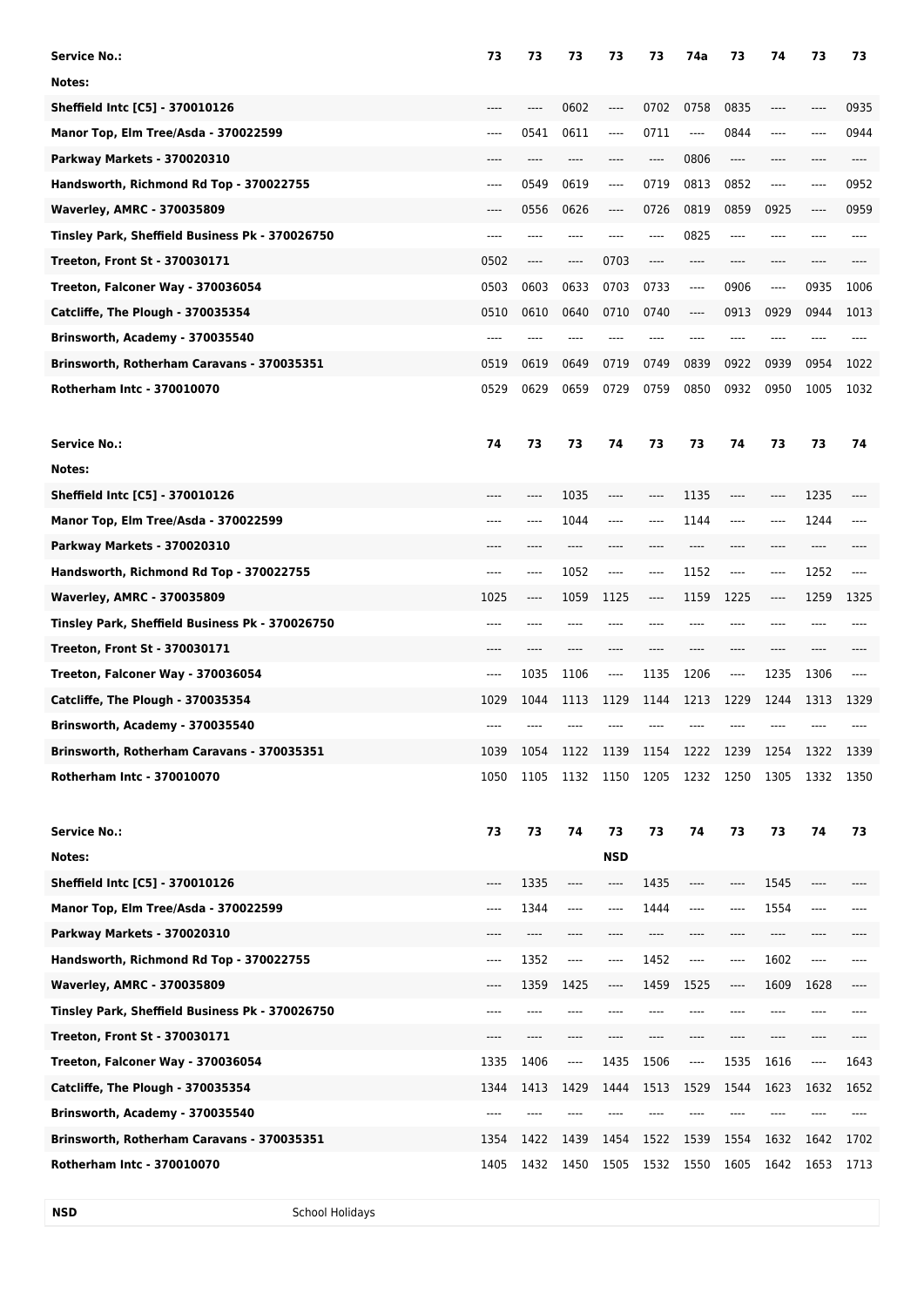| Service No.: | 73 | 73 | 73 | 73 | 73 | 74a | 73 | 74 | 73 | 73 |
|---|---|---|---|---|---|---|---|---|---|---|
| Notes: | | | | | | | | | | |
| Sheffield Intc [C5] - 370010126 | ---- | ---- | 0602 | ---- | 0702 | 0758 | 0835 | ---- | ---- | 0935 |
| Manor Top, Elm Tree/Asda - 370022599 | ---- | 0541 | 0611 | ---- | 0711 | ---- | 0844 | ---- | ---- | 0944 |
| Parkway Markets - 370020310 | ---- | ---- | ---- | ---- | ---- | 0806 | ---- | ---- | ---- | ---- |
| Handsworth, Richmond Rd Top - 370022755 | ---- | 0549 | 0619 | ---- | 0719 | 0813 | 0852 | ---- | ---- | 0952 |
| Waverley, AMRC - 370035809 | ---- | 0556 | 0626 | ---- | 0726 | 0819 | 0859 | 0925 | ---- | 0959 |
| Tinsley Park, Sheffield Business Pk - 370026750 | ---- | ---- | ---- | ---- | ---- | 0825 | ---- | ---- | ---- | ---- |
| Treeton, Front St - 370030171 | 0502 | ---- | ---- | 0703 | ---- | ---- | ---- | ---- | ---- | ---- |
| Treeton, Falconer Way - 370036054 | 0503 | 0603 | 0633 | 0703 | 0733 | ---- | 0906 | ---- | 0935 | 1006 |
| Catcliffe, The Plough - 370035354 | 0510 | 0610 | 0640 | 0710 | 0740 | ---- | 0913 | 0929 | 0944 | 1013 |
| Brinsworth, Academy - 370035540 | ---- | ---- | ---- | ---- | ---- | ---- | ---- | ---- | ---- | ---- |
| Brinsworth, Rotherham Caravans - 370035351 | 0519 | 0619 | 0649 | 0719 | 0749 | 0839 | 0922 | 0939 | 0954 | 1022 |
| Rotherham Intc - 370010070 | 0529 | 0629 | 0659 | 0729 | 0759 | 0850 | 0932 | 0950 | 1005 | 1032 |

| Service No.: | 74 | 73 | 73 | 74 | 73 | 73 | 74 | 73 | 73 | 74 |
|---|---|---|---|---|---|---|---|---|---|---|
| Notes: | | | | | | | | | | |
| Sheffield Intc [C5] - 370010126 | ---- | ---- | 1035 | ---- | ---- | 1135 | ---- | ---- | 1235 | ---- |
| Manor Top, Elm Tree/Asda - 370022599 | ---- | ---- | 1044 | ---- | ---- | 1144 | ---- | ---- | 1244 | ---- |
| Parkway Markets - 370020310 | ---- | ---- | ---- | ---- | ---- | ---- | ---- | ---- | ---- | ---- |
| Handsworth, Richmond Rd Top - 370022755 | ---- | ---- | 1052 | ---- | ---- | 1152 | ---- | ---- | 1252 | ---- |
| Waverley, AMRC - 370035809 | 1025 | ---- | 1059 | 1125 | ---- | 1159 | 1225 | ---- | 1259 | 1325 |
| Tinsley Park, Sheffield Business Pk - 370026750 | ---- | ---- | ---- | ---- | ---- | ---- | ---- | ---- | ---- | ---- |
| Treeton, Front St - 370030171 | ---- | ---- | ---- | ---- | ---- | ---- | ---- | ---- | ---- | ---- |
| Treeton, Falconer Way - 370036054 | ---- | 1035 | 1106 | ---- | 1135 | 1206 | ---- | 1235 | 1306 | ---- |
| Catcliffe, The Plough - 370035354 | 1029 | 1044 | 1113 | 1129 | 1144 | 1213 | 1229 | 1244 | 1313 | 1329 |
| Brinsworth, Academy - 370035540 | ---- | ---- | ---- | ---- | ---- | ---- | ---- | ---- | ---- | ---- |
| Brinsworth, Rotherham Caravans - 370035351 | 1039 | 1054 | 1122 | 1139 | 1154 | 1222 | 1239 | 1254 | 1322 | 1339 |
| Rotherham Intc - 370010070 | 1050 | 1105 | 1132 | 1150 | 1205 | 1232 | 1250 | 1305 | 1332 | 1350 |

| Service No.: | 73 | 73 | 74 | 73 | 73 | 74 | 73 | 73 | 74 | 73 |
|---|---|---|---|---|---|---|---|---|---|---|
| Notes: | | | | NSD | | | | | | |
| Sheffield Intc [C5] - 370010126 | ---- | 1335 | ---- | ---- | 1435 | ---- | ---- | 1545 | ---- | ---- |
| Manor Top, Elm Tree/Asda - 370022599 | ---- | 1344 | ---- | ---- | 1444 | ---- | ---- | 1554 | ---- | ---- |
| Parkway Markets - 370020310 | ---- | ---- | ---- | ---- | ---- | ---- | ---- | ---- | ---- | ---- |
| Handsworth, Richmond Rd Top - 370022755 | ---- | 1352 | ---- | ---- | 1452 | ---- | ---- | 1602 | ---- | ---- |
| Waverley, AMRC - 370035809 | ---- | 1359 | 1425 | ---- | 1459 | 1525 | ---- | 1609 | 1628 | ---- |
| Tinsley Park, Sheffield Business Pk - 370026750 | ---- | ---- | ---- | ---- | ---- | ---- | ---- | ---- | ---- | ---- |
| Treeton, Front St - 370030171 | ---- | ---- | ---- | ---- | ---- | ---- | ---- | ---- | ---- | ---- |
| Treeton, Falconer Way - 370036054 | 1335 | 1406 | ---- | 1435 | 1506 | ---- | 1535 | 1616 | ---- | 1643 |
| Catcliffe, The Plough - 370035354 | 1344 | 1413 | 1429 | 1444 | 1513 | 1529 | 1544 | 1623 | 1632 | 1652 |
| Brinsworth, Academy - 370035540 | ---- | ---- | ---- | ---- | ---- | ---- | ---- | ---- | ---- | ---- |
| Brinsworth, Rotherham Caravans - 370035351 | 1354 | 1422 | 1439 | 1454 | 1522 | 1539 | 1554 | 1632 | 1642 | 1702 |
| Rotherham Intc - 370010070 | 1405 | 1432 | 1450 | 1505 | 1532 | 1550 | 1605 | 1642 | 1653 | 1713 |

| NSD | School Holidays |
|---|---|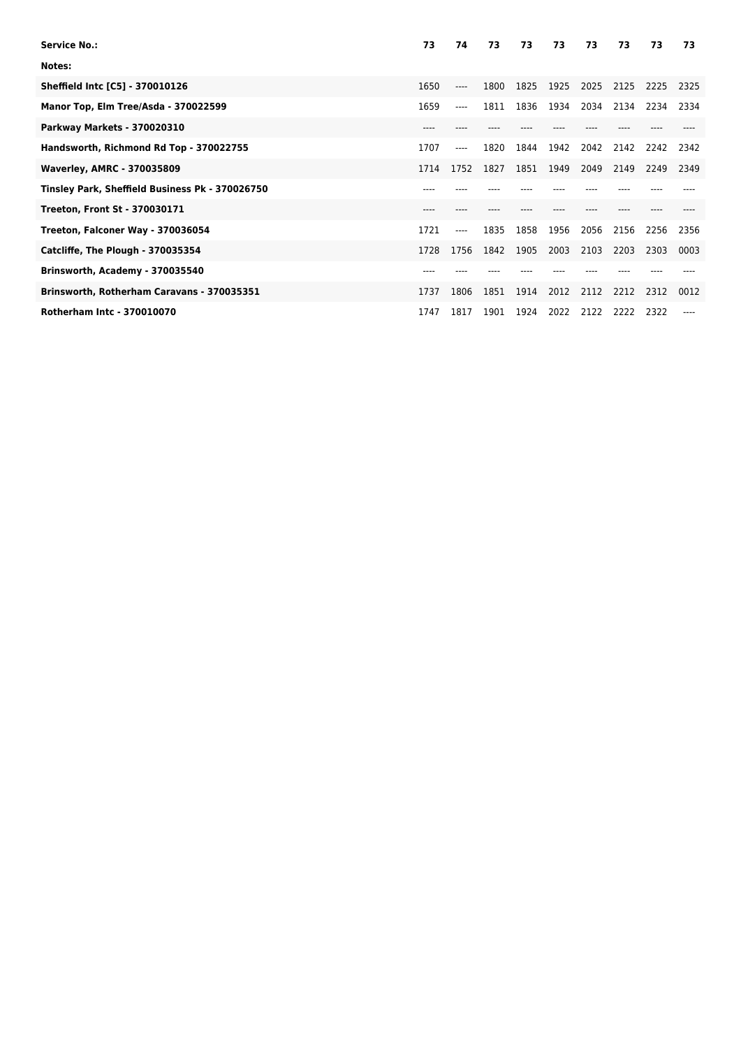| Service No.: | 73 | 74 | 73 | 73 | 73 | 73 | 73 | 73 | 73 |
|---|---|---|---|---|---|---|---|---|---|
| Notes: | | | | | | | | | |
| Sheffield Intc [C5] - 370010126 | 1650 | ---- | 1800 | 1825 | 1925 | 2025 | 2125 | 2225 | 2325 |
| Manor Top, Elm Tree/Asda - 370022599 | 1659 | ---- | 1811 | 1836 | 1934 | 2034 | 2134 | 2234 | 2334 |
| Parkway Markets - 370020310 | ---- | ---- | ---- | ---- | ---- | ---- | ---- | ---- | ---- |
| Handsworth, Richmond Rd Top - 370022755 | 1707 | ---- | 1820 | 1844 | 1942 | 2042 | 2142 | 2242 | 2342 |
| Waverley, AMRC - 370035809 | 1714 | 1752 | 1827 | 1851 | 1949 | 2049 | 2149 | 2249 | 2349 |
| Tinsley Park, Sheffield Business Pk - 370026750 | ---- | ---- | ---- | ---- | ---- | ---- | ---- | ---- | ---- |
| Treeton, Front St - 370030171 | ---- | ---- | ---- | ---- | ---- | ---- | ---- | ---- | ---- |
| Treeton, Falconer Way - 370036054 | 1721 | ---- | 1835 | 1858 | 1956 | 2056 | 2156 | 2256 | 2356 |
| Catcliffe, The Plough - 370035354 | 1728 | 1756 | 1842 | 1905 | 2003 | 2103 | 2203 | 2303 | 0003 |
| Brinsworth, Academy - 370035540 | ---- | ---- | ---- | ---- | ---- | ---- | ---- | ---- | ---- |
| Brinsworth, Rotherham Caravans - 370035351 | 1737 | 1806 | 1851 | 1914 | 2012 | 2112 | 2212 | 2312 | 0012 |
| Rotherham Intc - 370010070 | 1747 | 1817 | 1901 | 1924 | 2022 | 2122 | 2222 | 2322 | ---- |